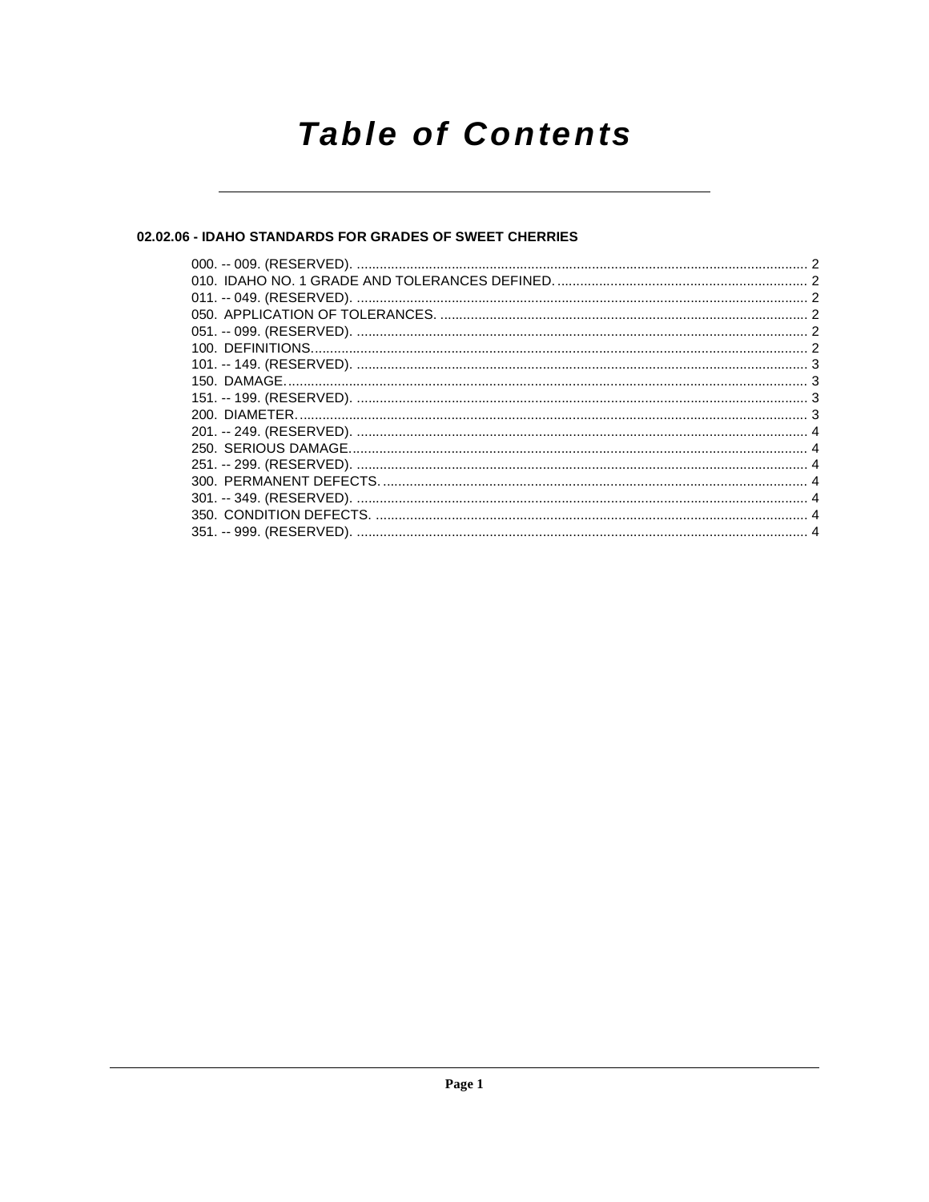# Table of Contents

## 02.02.06 - IDAHO STANDARDS FOR GRADES OF SWEET CHERRIES

000. -- 009. (RESERVED). ........................................................................................................................ 2
010. IDAHO NO. 1 GRADE AND TOLERANCES DEFINED. ................................................................. 2
011. -- 049. (RESERVED). ........................................................................................................................ 2
050. APPLICATION OF TOLERANCES. ................................................................................................. 2
051. -- 099. (RESERVED). ........................................................................................................................ 2
100. DEFINITIONS.................................................................................................................................... 2
101. -- 149. (RESERVED). ........................................................................................................................ 3
150. DAMAGE............................................................................................................................................ 3
151. -- 199. (RESERVED). ........................................................................................................................ 3
200. DIAMETER......................................................................................................................................... 3
201. -- 249. (RESERVED). ........................................................................................................................ 4
250. SERIOUS DAMAGE........................................................................................................................... 4
251. -- 299. (RESERVED). ........................................................................................................................ 4
300. PERMANENT DEFECTS.................................................................................................................... 4
301. -- 349. (RESERVED). ........................................................................................................................ 4
350. CONDITION DEFECTS. .................................................................................................................... 4
351. -- 999. (RESERVED). ........................................................................................................................ 4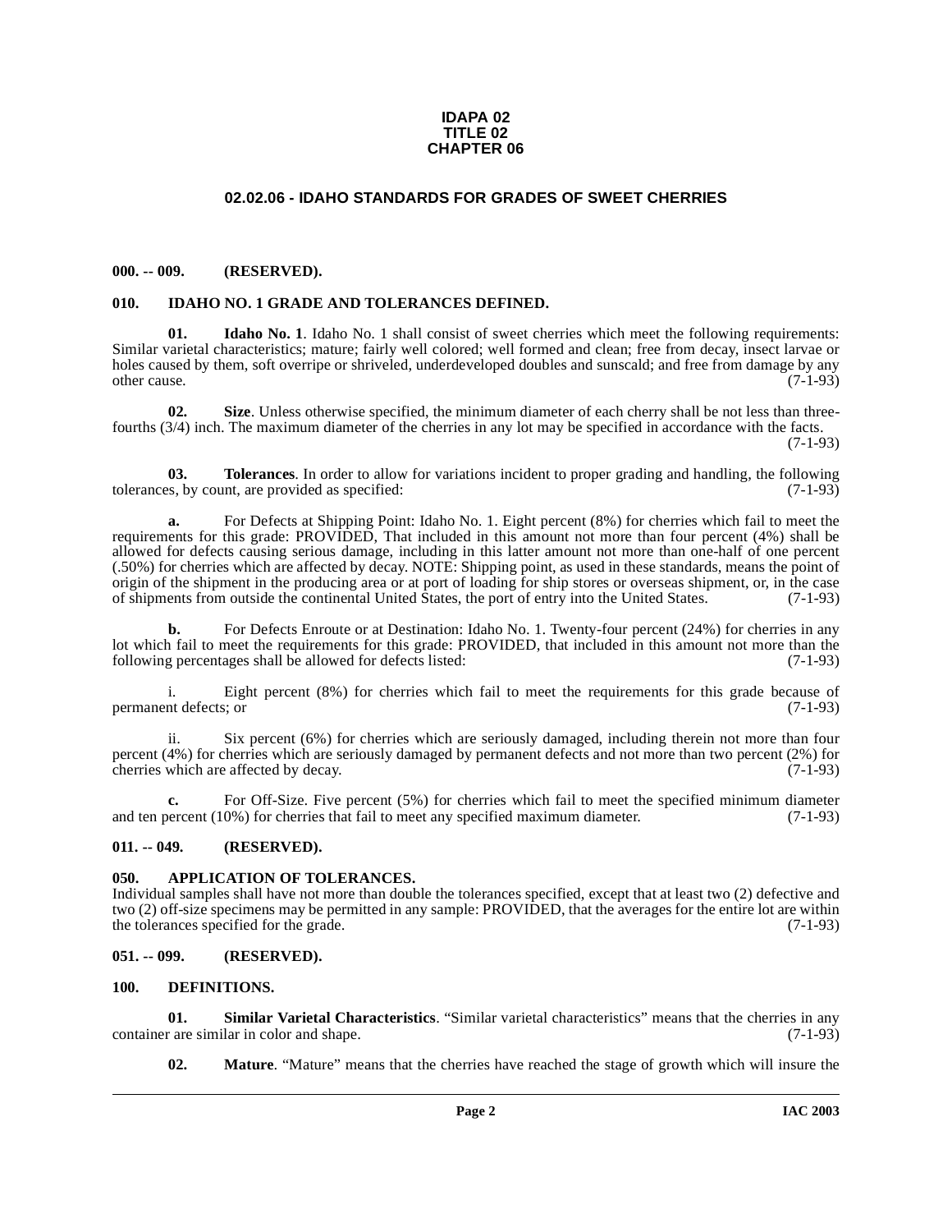**IDAPA 02**
**TITLE 02**
**CHAPTER 06**

# 02.02.06 - IDAHO STANDARDS FOR GRADES OF SWEET CHERRIES

## 000. -- 009. (RESERVED).

## 010. IDAHO NO. 1 GRADE AND TOLERANCES DEFINED.

**01. Idaho No. 1**. Idaho No. 1 shall consist of sweet cherries which meet the following requirements: Similar varietal characteristics; mature; fairly well colored; well formed and clean; free from decay, insect larvae or holes caused by them, soft overripe or shriveled, underdeveloped doubles and sunscald; and free from damage by any other cause. (7-1-93)

**02. Size**. Unless otherwise specified, the minimum diameter of each cherry shall be not less than three-fourths (3/4) inch. The maximum diameter of the cherries in any lot may be specified in accordance with the facts. (7-1-93)

**03. Tolerances**. In order to allow for variations incident to proper grading and handling, the following tolerances, by count, are provided as specified: (7-1-93)

**a.** For Defects at Shipping Point: Idaho No. 1. Eight percent (8%) for cherries which fail to meet the requirements for this grade: PROVIDED, That included in this amount not more than four percent (4%) shall be allowed for defects causing serious damage, including in this latter amount not more than one-half of one percent (.50%) for cherries which are affected by decay. NOTE: Shipping point, as used in these standards, means the point of origin of the shipment in the producing area or at port of loading for ship stores or overseas shipment, or, in the case of shipments from outside the continental United States, the port of entry into the United States. (7-1-93)

**b.** For Defects Enroute or at Destination: Idaho No. 1. Twenty-four percent (24%) for cherries in any lot which fail to meet the requirements for this grade: PROVIDED, that included in this amount not more than the following percentages shall be allowed for defects listed: (7-1-93)

i. Eight percent (8%) for cherries which fail to meet the requirements for this grade because of permanent defects; or (7-1-93)

ii. Six percent (6%) for cherries which are seriously damaged, including therein not more than four percent (4%) for cherries which are seriously damaged by permanent defects and not more than two percent (2%) for cherries which are affected by decay. (7-1-93)

**c.** For Off-Size. Five percent (5%) for cherries which fail to meet the specified minimum diameter and ten percent (10%) for cherries that fail to meet any specified maximum diameter. (7-1-93)

## 011. -- 049. (RESERVED).

## 050. APPLICATION OF TOLERANCES.

Individual samples shall have not more than double the tolerances specified, except that at least two (2) defective and two (2) off-size specimens may be permitted in any sample: PROVIDED, that the averages for the entire lot are within the tolerances specified for the grade. (7-1-93)

## 051. -- 099. (RESERVED).

## 100. DEFINITIONS.

**01. Similar Varietal Characteristics**. "Similar varietal characteristics" means that the cherries in any container are similar in color and shape. (7-1-93)

**02. Mature**. "Mature" means that the cherries have reached the stage of growth which will insure the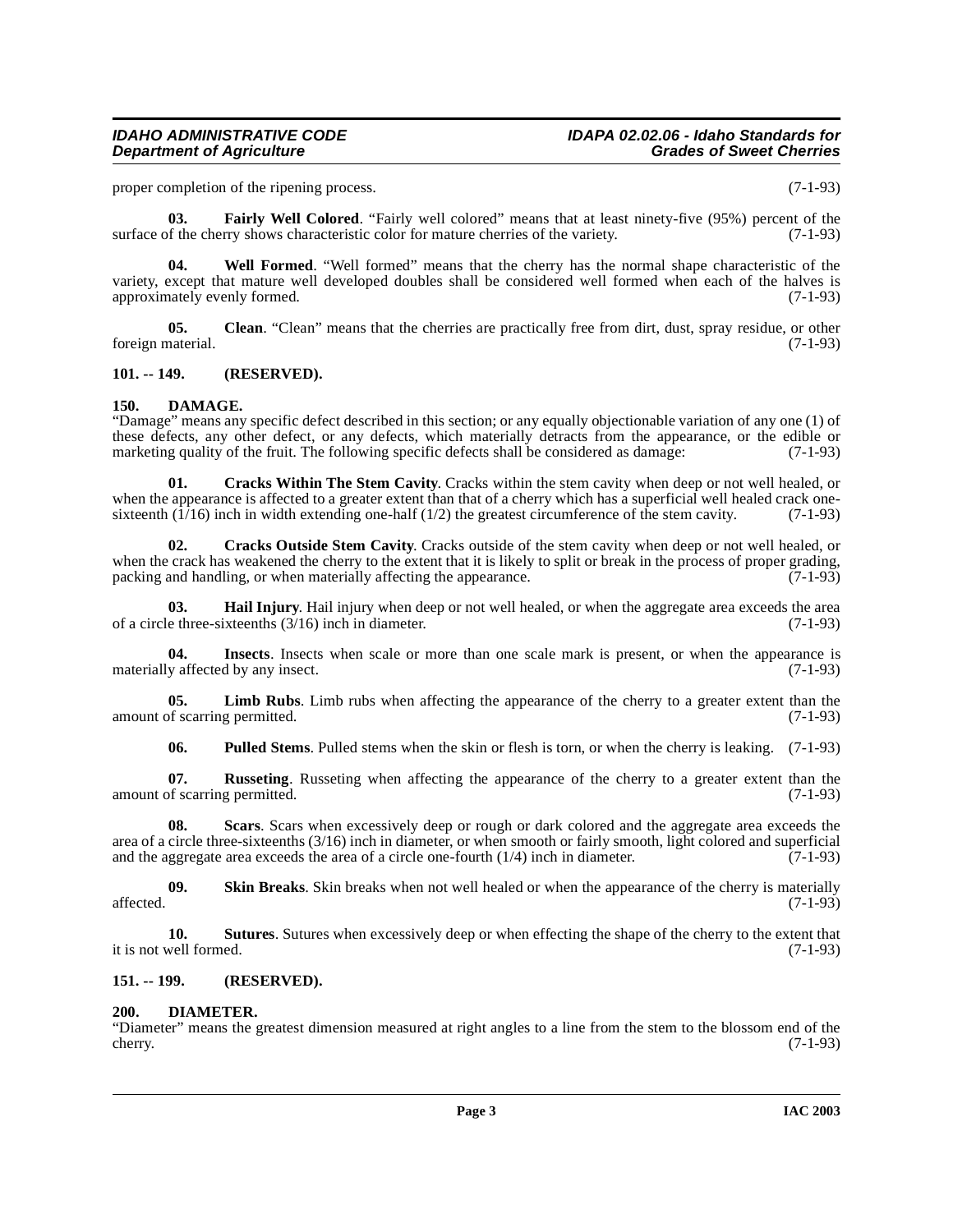proper completion of the ripening process. (7-1-93)

**03. Fairly Well Colored**. "Fairly well colored" means that at least ninety-five (95%) percent of the surface of the cherry shows characteristic color for mature cherries of the variety. (7-1-93)

**04. Well Formed**. "Well formed" means that the cherry has the normal shape characteristic of the variety, except that mature well developed doubles shall be considered well formed when each of the halves is approximately evenly formed. (7-1-93)

**05. Clean**. "Clean" means that the cherries are practically free from dirt, dust, spray residue, or other foreign material. (7-1-93)

**101. -- 149. (RESERVED).**

**150. DAMAGE.**

"Damage" means any specific defect described in this section; or any equally objectionable variation of any one (1) of these defects, any other defect, or any defects, which materially detracts from the appearance, or the edible or marketing quality of the fruit. The following specific defects shall be considered as damage: (7-1-93)

**01. Cracks Within The Stem Cavity**. Cracks within the stem cavity when deep or not well healed, or when the appearance is affected to a greater extent than that of a cherry which has a superficial well healed crack one-sixteenth (1/16) inch in width extending one-half (1/2) the greatest circumference of the stem cavity. (7-1-93)

**02. Cracks Outside Stem Cavity**. Cracks outside of the stem cavity when deep or not well healed, or when the crack has weakened the cherry to the extent that it is likely to split or break in the process of proper grading, packing and handling, or when materially affecting the appearance. (7-1-93)

**03. Hail Injury**. Hail injury when deep or not well healed, or when the aggregate area exceeds the area of a circle three-sixteenths (3/16) inch in diameter. (7-1-93)

**04. Insects**. Insects when scale or more than one scale mark is present, or when the appearance is materially affected by any insect. (7-1-93)

**05. Limb Rubs**. Limb rubs when affecting the appearance of the cherry to a greater extent than the amount of scarring permitted. (7-1-93)

**06. Pulled Stems**. Pulled stems when the skin or flesh is torn, or when the cherry is leaking. (7-1-93)

**07. Russeting**. Russeting when affecting the appearance of the cherry to a greater extent than the amount of scarring permitted. (7-1-93)

**08. Scars**. Scars when excessively deep or rough or dark colored and the aggregate area exceeds the area of a circle three-sixteenths (3/16) inch in diameter, or when smooth or fairly smooth, light colored and superficial and the aggregate area exceeds the area of a circle one-fourth (1/4) inch in diameter. (7-1-93)

**09. Skin Breaks**. Skin breaks when not well healed or when the appearance of the cherry is materially affected. (7-1-93)

**10. Sutures**. Sutures when excessively deep or when effecting the shape of the cherry to the extent that it is not well formed. (7-1-93)

**151. -- 199. (RESERVED).**

**200. DIAMETER.**

"Diameter" means the greatest dimension measured at right angles to a line from the stem to the blossom end of the cherry. (7-1-93)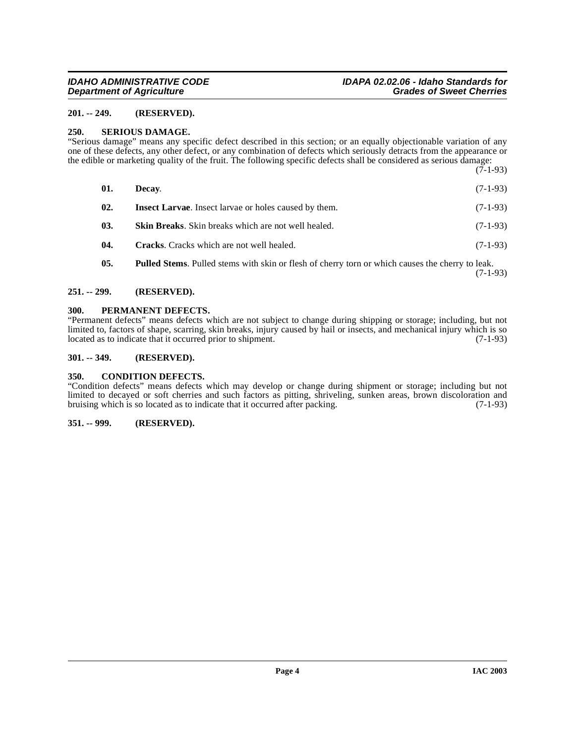**201. -- 249. (RESERVED).**

**250. SERIOUS DAMAGE.**

"Serious damage" means any specific defect described in this section; or an equally objectionable variation of any one of these defects, any other defect, or any combination of defects which seriously detracts from the appearance or the edible or marketing quality of the fruit. The following specific defects shall be considered as serious damage: (7-1-93)

**01. Decay**. (7-1-93)

**02. Insect Larvae**. Insect larvae or holes caused by them. (7-1-93)

**03. Skin Breaks**. Skin breaks which are not well healed. (7-1-93)

**04. Cracks**. Cracks which are not well healed. (7-1-93)

**05. Pulled Stems**. Pulled stems with skin or flesh of cherry torn or which causes the cherry to leak. (7-1-93)

**251. -- 299. (RESERVED).**

**300. PERMANENT DEFECTS.**

"Permanent defects" means defects which are not subject to change during shipping or storage; including, but not limited to, factors of shape, scarring, skin breaks, injury caused by hail or insects, and mechanical injury which is so located as to indicate that it occurred prior to shipment. (7-1-93)

**301. -- 349. (RESERVED).**

**350. CONDITION DEFECTS.**

"Condition defects" means defects which may develop or change during shipment or storage; including but not limited to decayed or soft cherries and such factors as pitting, shriveling, sunken areas, brown discoloration and bruising which is so located as to indicate that it occurred after packing. (7-1-93)

**351. -- 999. (RESERVED).**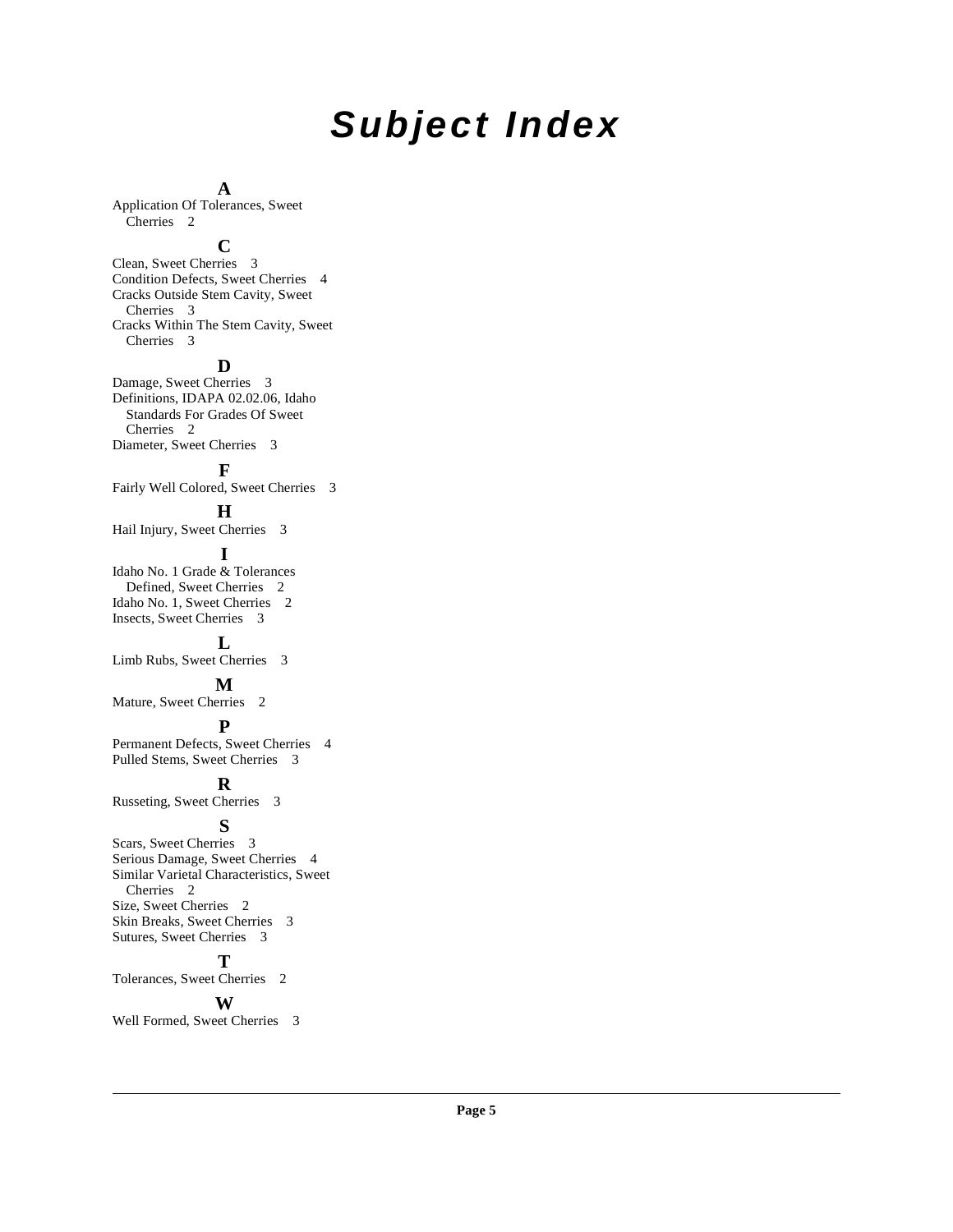# *Subject Index*

**A**

Application Of Tolerances, Sweet Cherries 2

**C**

Clean, Sweet Cherries 3
Condition Defects, Sweet Cherries 4
Cracks Outside Stem Cavity, Sweet Cherries 3
Cracks Within The Stem Cavity, Sweet Cherries 3

**D**

Damage, Sweet Cherries 3
Definitions, IDAPA 02.02.06, Idaho Standards For Grades Of Sweet Cherries 2
Diameter, Sweet Cherries 3

**F**

Fairly Well Colored, Sweet Cherries 3

**H**

Hail Injury, Sweet Cherries 3

**I**

Idaho No. 1 Grade & Tolerances Defined, Sweet Cherries 2
Idaho No. 1, Sweet Cherries 2
Insects, Sweet Cherries 3

**L**

Limb Rubs, Sweet Cherries 3

**M**

Mature, Sweet Cherries 2

**P**

Permanent Defects, Sweet Cherries 4
Pulled Stems, Sweet Cherries 3

**R**

Russeting, Sweet Cherries 3

**S**

Scars, Sweet Cherries 3
Serious Damage, Sweet Cherries 4
Similar Varietal Characteristics, Sweet Cherries 2
Size, Sweet Cherries 2
Skin Breaks, Sweet Cherries 3
Sutures, Sweet Cherries 3

**T**

Tolerances, Sweet Cherries 2

**W**

Well Formed, Sweet Cherries 3